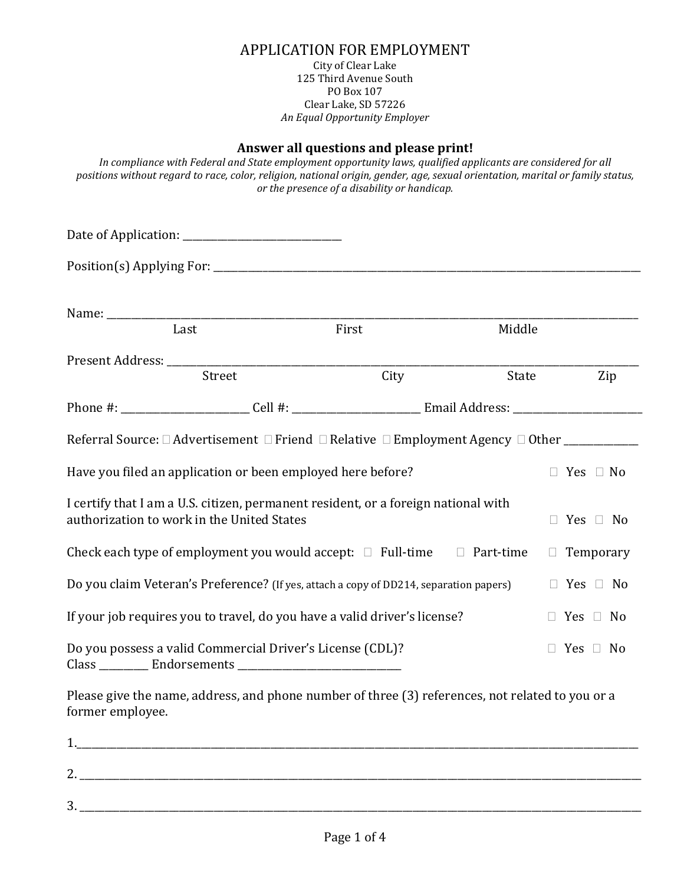# APPLICATION FOR EMPLOYMENT

City of Clear Lake
125 Third Avenue South
PO Box 107
Clear Lake, SD 57226
*An Equal Opportunity Employer*

**Answer all questions and please print!**

*In compliance with Federal and State employment opportunity laws, qualified applicants are considered for all positions without regard to race, color, religion, national origin, gender, age, sexual orientation, marital or family status, or the presence of a disability or handicap.*

Date of Application: ______________________________

Position(s) Applying For: ______________________________________________________________________________________

Name: _____________________________________________________________________________________________
Last First Middle

Present Address: ______________________________________________________________________________________
Street City State Zip

Phone #: ________________________ Cell #: ________________________ Email Address: ________________________

Referral Source: ☐ Advertisement ☐ Friend ☐ Relative ☐ Employment Agency ☐ Other ______________

Have you filed an application or been employed here before? ☐ Yes ☐ No

I certify that I am a U.S. citizen, permanent resident, or a foreign national with authorization to work in the United States ☐ Yes ☐ No

Check each type of employment you would accept: ☐ Full-time ☐ Part-time ☐ Temporary

Do you claim Veteran's Preference? (If yes, attach a copy of DD214, separation papers) ☐ Yes ☐ No

If your job requires you to travel, do you have a valid driver's license? ☐ Yes ☐ No

Do you possess a valid Commercial Driver's License (CDL)? ☐ Yes ☐ No
Class _________ Endorsements ______________________________

Please give the name, address, and phone number of three (3) references, not related to you or a former employee.

1.____________________________________________________________________________________________________

2. ___________________________________________________________________________________________________

3. ___________________________________________________________________________________________________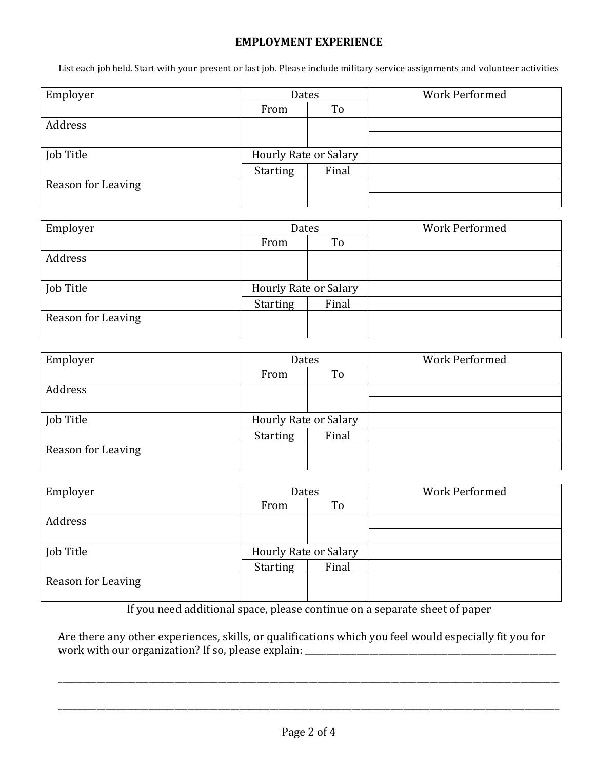## EMPLOYMENT EXPERIENCE

List each job held. Start with your present or last job. Please include military service assignments and volunteer activities

| Employer | Dates | | Work Performed |
|---|---|---|---|
| | From | To | |
| Address | | | |
| Job Title | Hourly Rate or Salary | | |
| | Starting | Final | |
| Reason for Leaving | | | |

| Employer | Dates | | Work Performed |
|---|---|---|---|
| | From | To | |
| Address | | | |
| Job Title | Hourly Rate or Salary | | |
| | Starting | Final | |
| Reason for Leaving | | | |

| Employer | Dates | | Work Performed |
|---|---|---|---|
| | From | To | |
| Address | | | |
| Job Title | Hourly Rate or Salary | | |
| | Starting | Final | |
| Reason for Leaving | | | |

| Employer | Dates | | Work Performed |
|---|---|---|---|
| | From | To | |
| Address | | | |
| Job Title | Hourly Rate or Salary | | |
| | Starting | Final | |
| Reason for Leaving | | | |

If you need additional space, please continue on a separate sheet of paper

Are there any other experiences, skills, or qualifications which you feel would especially fit you for work with our organization? If so, please explain: ___________________________________________________________

_____________________________________________________________________________________________________________

_____________________________________________________________________________________________________________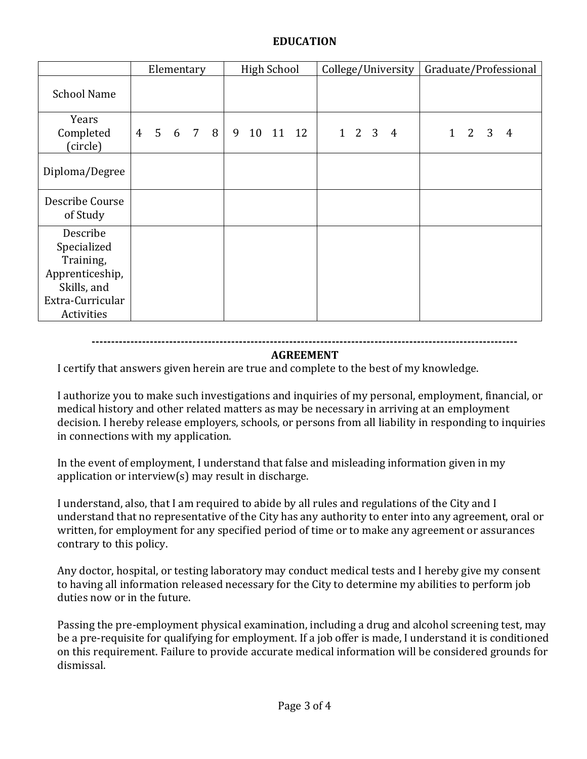## EDUCATION

| | Elementary | High School | College/University | Graduate/Professional |
|---|---|---|---|---|
| School Name | | | | |
| Years Completed (circle) | 4 5 6 7 8 | 9 10 11 12 | 1 2 3 4 | 1 2 3 4 |
| Diploma/Degree | | | | |
| Describe Course of Study | | | | |
| Describe Specialized Training, Apprenticeship, Skills, and Extra-Curricular Activities | | | | |

---

## AGREEMENT

I certify that answers given herein are true and complete to the best of my knowledge.

I authorize you to make such investigations and inquiries of my personal, employment, financial, or medical history and other related matters as may be necessary in arriving at an employment decision. I hereby release employers, schools, or persons from all liability in responding to inquiries in connections with my application.

In the event of employment, I understand that false and misleading information given in my application or interview(s) may result in discharge.

I understand, also, that I am required to abide by all rules and regulations of the City and I understand that no representative of the City has any authority to enter into any agreement, oral or written, for employment for any specified period of time or to make any agreement or assurances contrary to this policy.

Any doctor, hospital, or testing laboratory may conduct medical tests and I hereby give my consent to having all information released necessary for the City to determine my abilities to perform job duties now or in the future.

Passing the pre-employment physical examination, including a drug and alcohol screening test, may be a pre-requisite for qualifying for employment. If a job offer is made, I understand it is conditioned on this requirement. Failure to provide accurate medical information will be considered grounds for dismissal.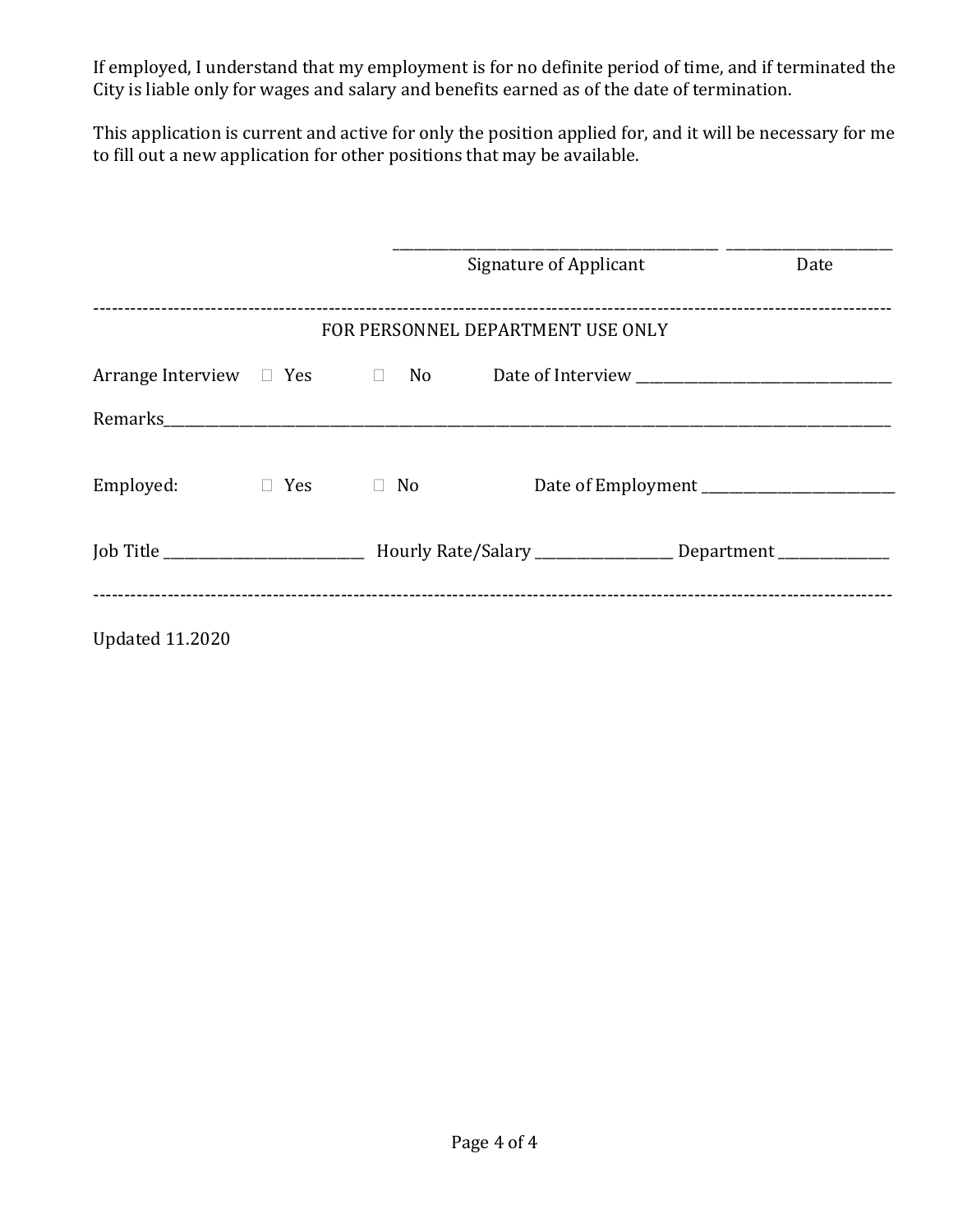If employed, I understand that my employment is for no definite period of time, and if terminated the City is liable only for wages and salary and benefits earned as of the date of termination.

This application is current and active for only the position applied for, and it will be necessary for me to fill out a new application for other positions that may be available.

_______________________________________________ __________________________

Signature of Applicant Date

---

FOR PERSONNEL DEPARTMENT USE ONLY

Arrange Interview ☐ Yes ☐ No Date of Interview ______________________________________

Remarks________________________________________________________________________________________________________

Employed: ☐ Yes ☐ No Date of Employment ____________________________

Job Title ____________________________ Hourly Rate/Salary ____________________ Department ________________

---

Updated 11.2020